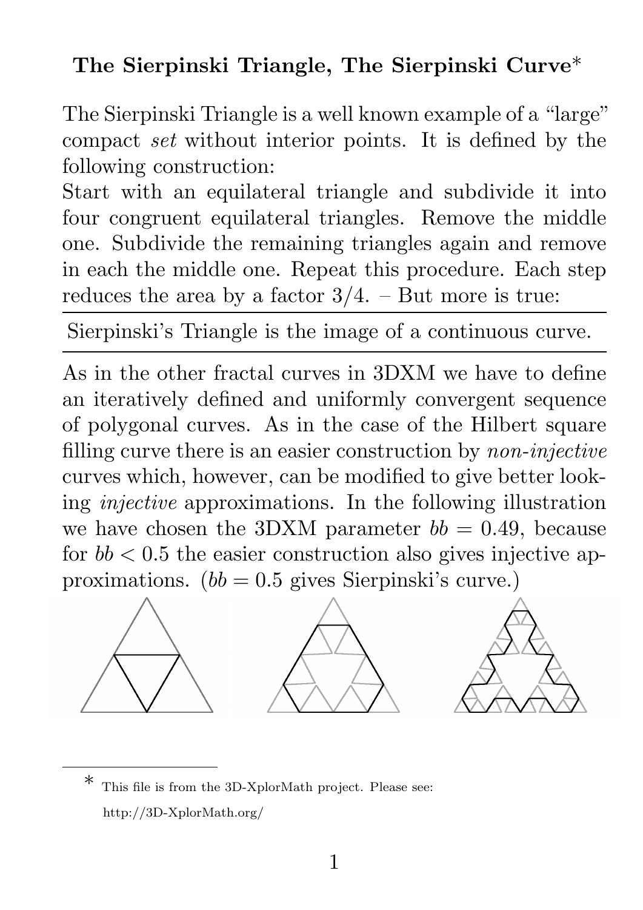# The Sierpinski Triangle, The Sierpinski Curve*

The Sierpinski Triangle is a well known example of a "large" compact *set* without interior points. It is defined by the following construction:
Start with an equilateral triangle and subdivide it into four congruent equilateral triangles. Remove the middle one. Subdivide the remaining triangles again and remove in each the middle one. Repeat this procedure. Each step reduces the area by a factor $3/4$. – But more is true:

---

Sierpinski's Triangle is the image of a continuous curve.

---

As in the other fractal curves in 3DXM we have to define an iteratively defined and uniformly convergent sequence of polygonal curves. As in the case of the Hilbert square filling curve there is an easier construction by *non-injective* curves which, however, can be modified to give better looking *injective* approximations. In the following illustration we have chosen the 3DXM parameter $bb = 0.49$, because for $bb < 0.5$ the easier construction also gives injective approximations. ($bb = 0.5$ gives Sierpinski's curve.)

---

* This file is from the 3D-XplorMath project. Please see: http://3D-XplorMath.org/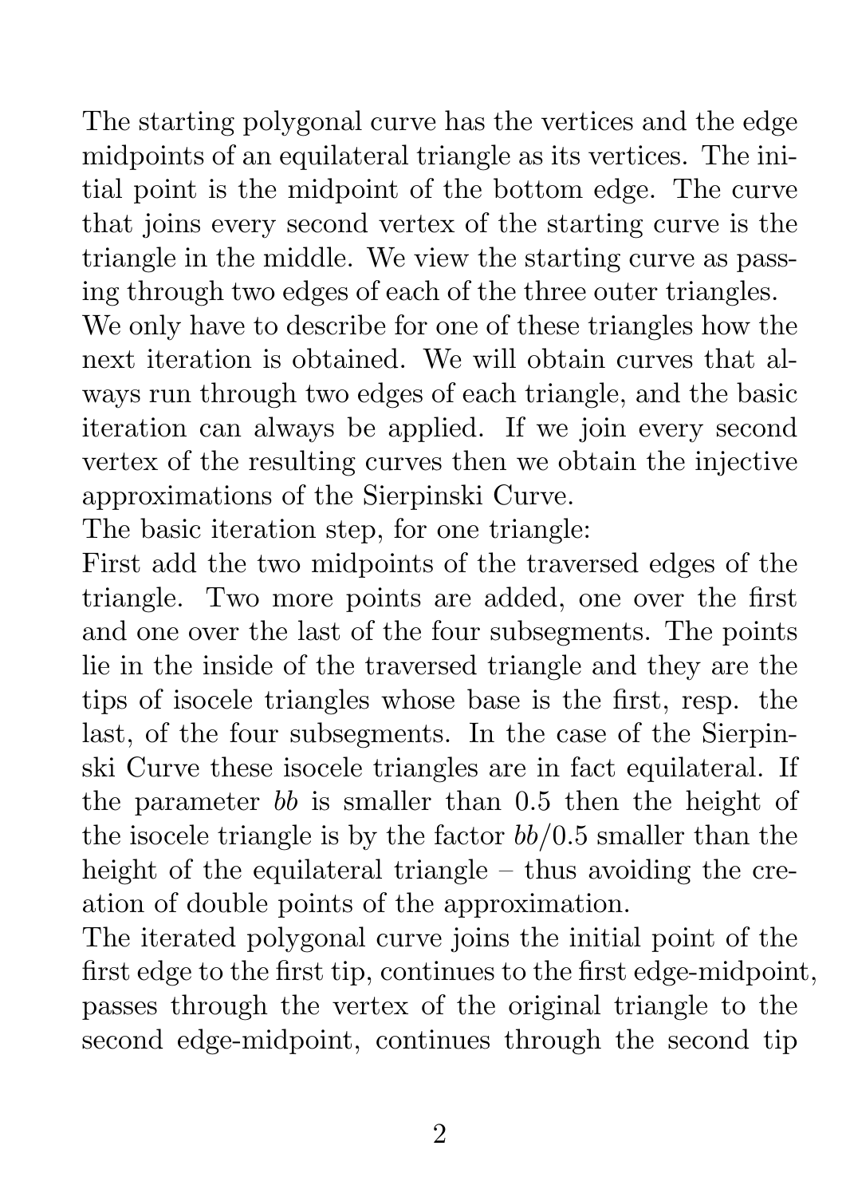The starting polygonal curve has the vertices and the edge midpoints of an equilateral triangle as its vertices. The initial point is the midpoint of the bottom edge. The curve that joins every second vertex of the starting curve is the triangle in the middle. We view the starting curve as passing through two edges of each of the three outer triangles. We only have to describe for one of these triangles how the next iteration is obtained. We will obtain curves that always run through two edges of each triangle, and the basic iteration can always be applied. If we join every second vertex of the resulting curves then we obtain the injective approximations of the Sierpinski Curve.

The basic iteration step, for one triangle:

First add the two midpoints of the traversed edges of the triangle. Two more points are added, one over the first and one over the last of the four subsegments. The points lie in the inside of the traversed triangle and they are the tips of isocele triangles whose base is the first, resp. the last, of the four subsegments. In the case of the Sierpinski Curve these isocele triangles are in fact equilateral. If the parameter $bb$ is smaller than 0.5 then the height of the isocele triangle is by the factor $bb/0.5$ smaller than the height of the equilateral triangle – thus avoiding the creation of double points of the approximation.

The iterated polygonal curve joins the initial point of the first edge to the first tip, continues to the first edge-midpoint, passes through the vertex of the original triangle to the second edge-midpoint, continues through the second tip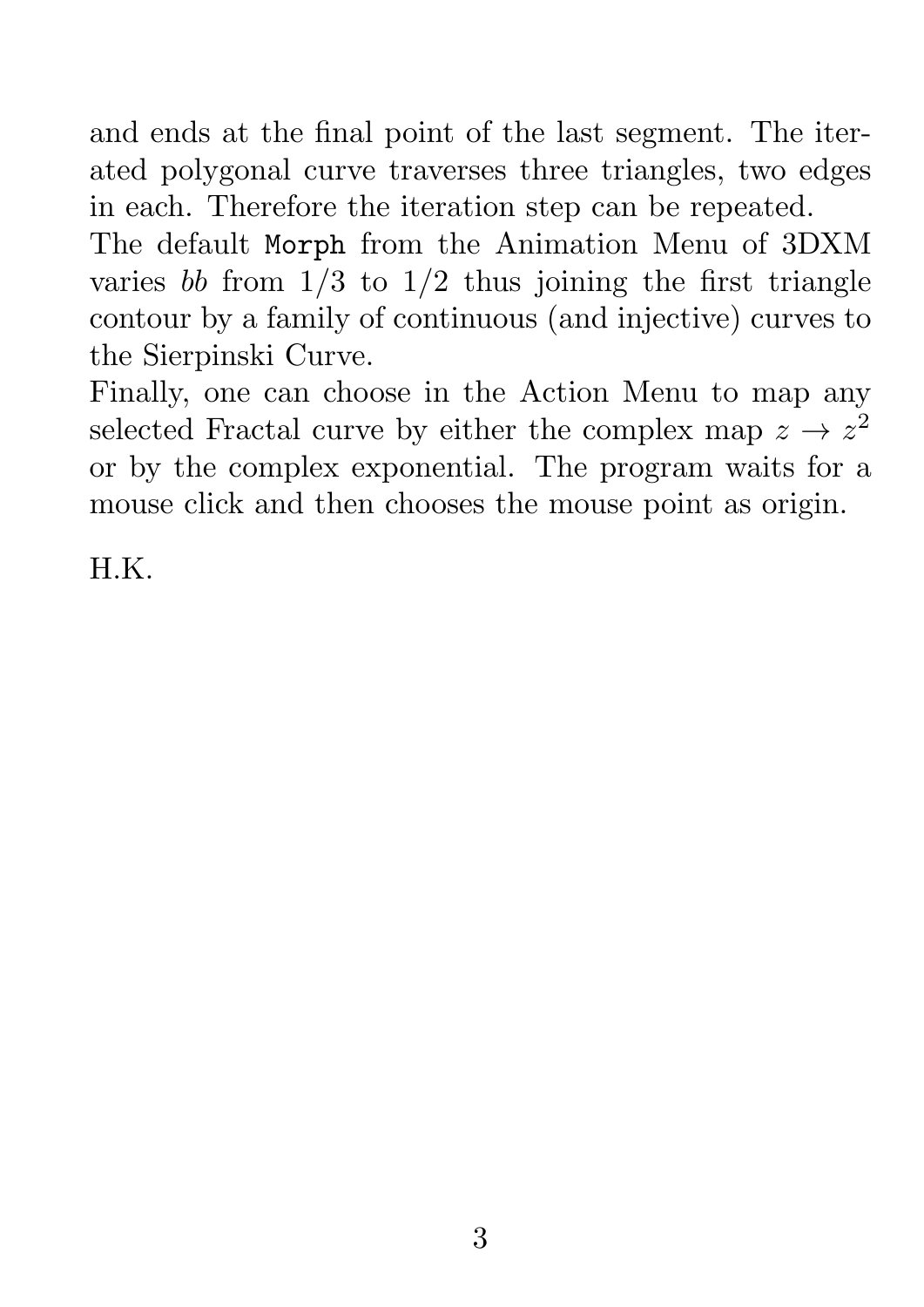and ends at the final point of the last segment. The iterated polygonal curve traverses three triangles, two edges in each. Therefore the iteration step can be repeated.
The default `Morph` from the Animation Menu of 3DXM varies *bb* from 1/3 to 1/2 thus joining the first triangle contour by a family of continuous (and injective) curves to the Sierpinski Curve.
Finally, one can choose in the Action Menu to map any selected Fractal curve by either the complex map $z \to z^2$ or by the complex exponential. The program waits for a mouse click and then chooses the mouse point as origin.

H.K.